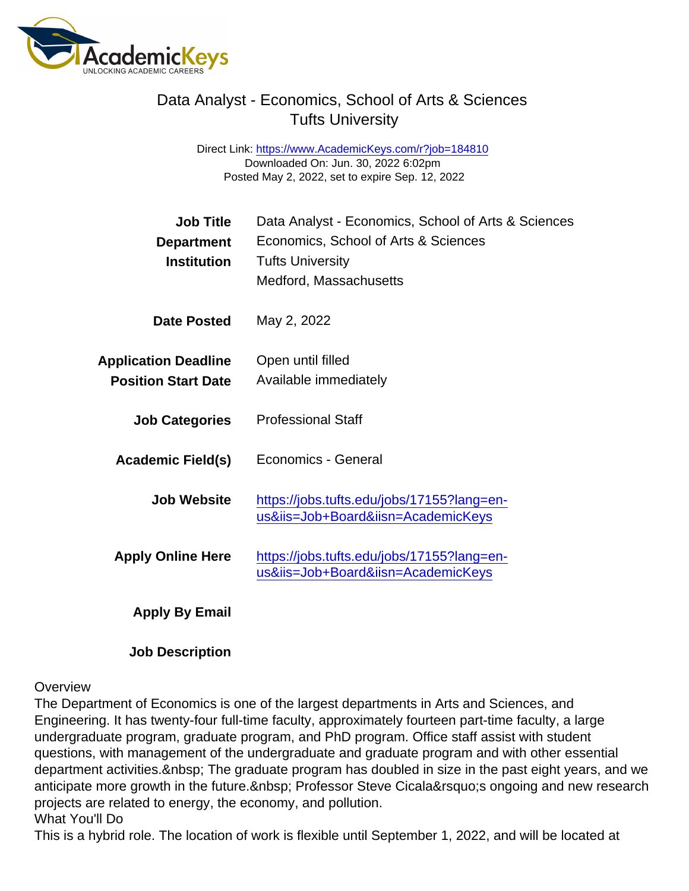# Data Analyst - Economics, School of Arts & Sciences
## Tufts University

Direct Link: https://www.AcademicKeys.com/r?job=184810
Downloaded On: Jun. 30, 2022 6:02pm
Posted May 2, 2022, set to expire Sep. 12, 2022

| | |
|---|---|
| **Job Title** | Data Analyst - Economics, School of Arts & Sciences |
| **Department** | Economics, School of Arts & Sciences |
| **Institution** | Tufts University<br>Medford, Massachusetts |
| **Date Posted** | May 2, 2022 |
| **Application Deadline** | Open until filled |
| **Position Start Date** | Available immediately |
| **Job Categories** | Professional Staff |
| **Academic Field(s)** | Economics - General |
| **Job Website** | https://jobs.tufts.edu/jobs/17155?lang=en-us&iis=Job+Board&iisn=AcademicKeys |
| **Apply Online Here** | https://jobs.tufts.edu/jobs/17155?lang=en-us&iis=Job+Board&iisn=AcademicKeys |
| **Apply By Email** | |
| **Job Description** | |

Overview
The Department of Economics is one of the largest departments in Arts and Sciences, and Engineering. It has twenty-four full-time faculty, approximately fourteen part-time faculty, a large undergraduate program, graduate program, and PhD program. Office staff assist with student questions, with management of the undergraduate and graduate program and with other essential department activities.&nbsp; The graduate program has doubled in size in the past eight years, and we anticipate more growth in the future.&nbsp; Professor Steve Cicala&rsquo;s ongoing and new research projects are related to energy, the economy, and pollution.
What You'll Do
This is a hybrid role. The location of work is flexible until September 1, 2022, and will be located at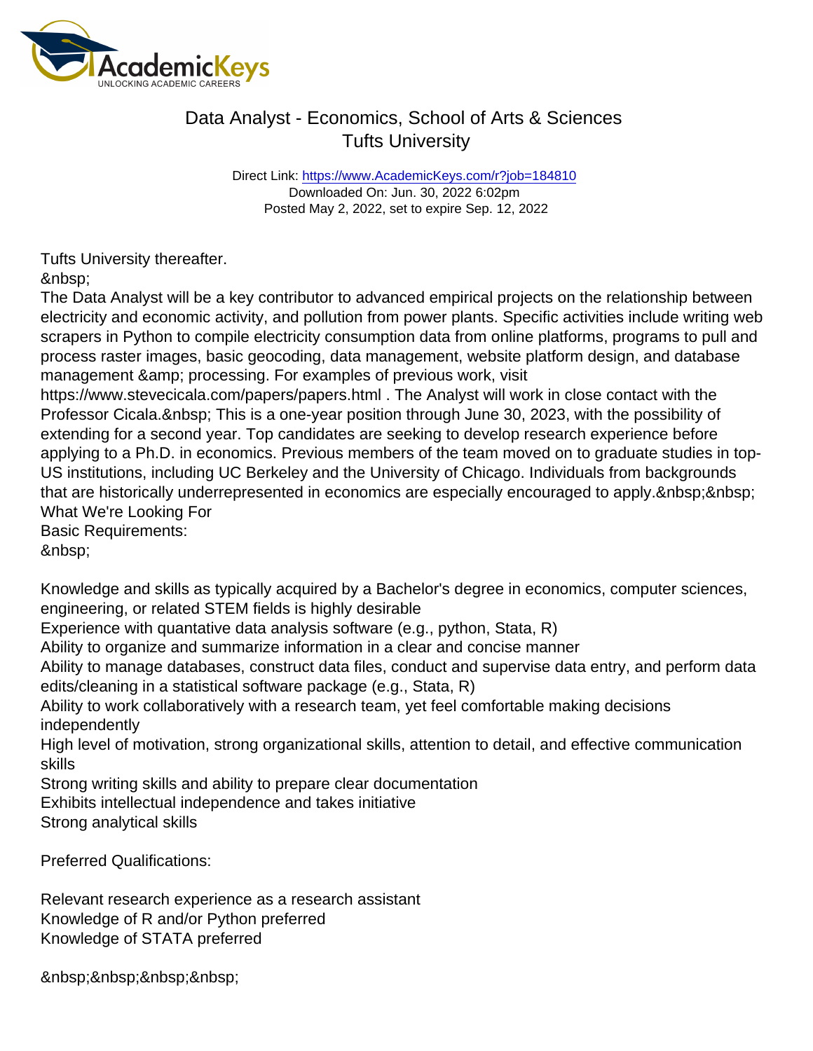Tufts University thereafter.

&nbsp;

The Data Analyst will be a key contributor to advanced empirical projects on the relationship between electricity and economic activity, and pollution from power plants. Specific activities include writing web scrapers in Python to compile electricity consumption data from online platforms, programs to pull and process raster images, basic geocoding, data management, website platform design, and database management &amp; processing. For examples of previous work, visit https://www.stevecicala.com/papers/papers.html . The Analyst will work in close contact with the Professor Cicala.&nbsp; This is a one-year position through June 30, 2023, with the possibility of extending for a second year. Top candidates are seeking to develop research experience before applying to a Ph.D. in economics. Previous members of the team moved on to graduate studies in top-US institutions, including UC Berkeley and the University of Chicago. Individuals from backgrounds that are historically underrepresented in economics are especially encouraged to apply.&nbsp;&nbsp;

What We're Looking For

Basic Requirements:

&nbsp;

Knowledge and skills as typically acquired by a Bachelor's degree in economics, computer sciences, engineering, or related STEM fields is highly desirable

Experience with quantative data analysis software (e.g., python, Stata, R)

Ability to organize and summarize information in a clear and concise manner

Ability to manage databases, construct data files, conduct and supervise data entry, and perform data edits/cleaning in a statistical software package (e.g., Stata, R)

Ability to work collaboratively with a research team, yet feel comfortable making decisions independently

High level of motivation, strong organizational skills, attention to detail, and effective communication skills

Strong writing skills and ability to prepare clear documentation

Exhibits intellectual independence and takes initiative

Strong analytical skills

Preferred Qualifications:

Relevant research experience as a research assistant

Knowledge of R and/or Python preferred

Knowledge of STATA preferred

&nbsp;&nbsp;&nbsp;&nbsp;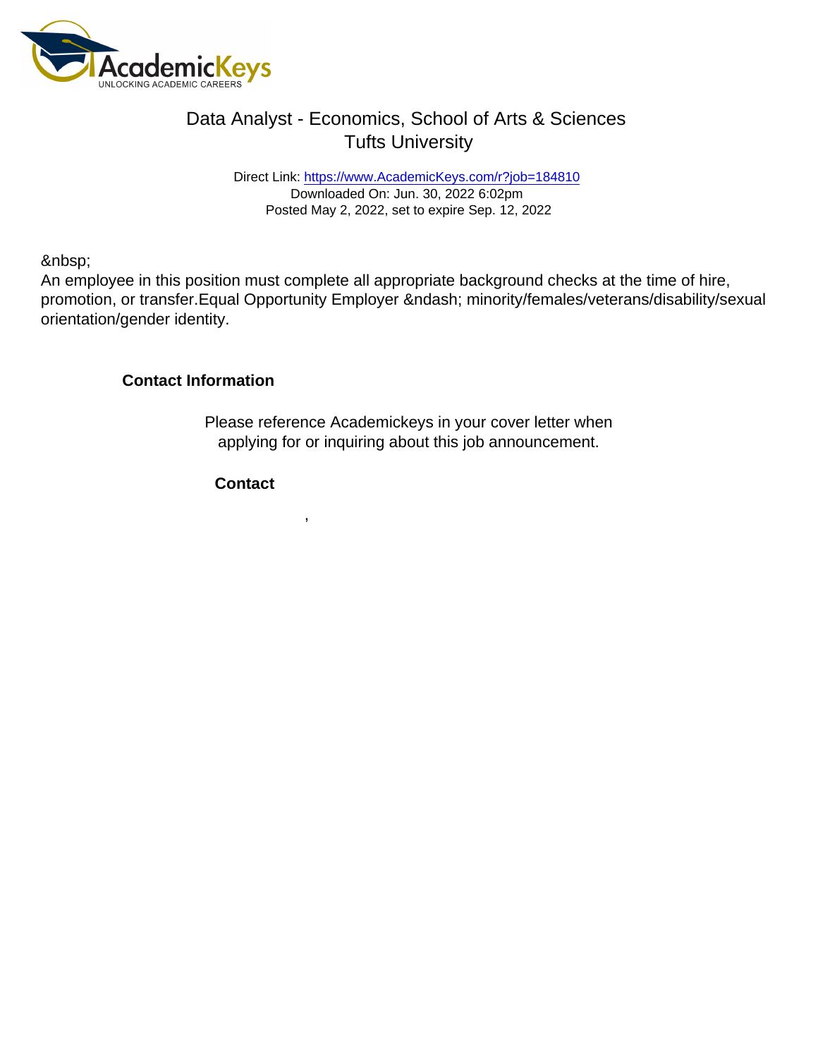&nbsp;

An employee in this position must complete all appropriate background checks at the time of hire, promotion, or transfer.Equal Opportunity Employer &ndash; minority/females/veterans/disability/sexual orientation/gender identity.

### Contact Information

Please reference Academickeys in your cover letter when applying for or inquiring about this job announcement.

#### Contact

,